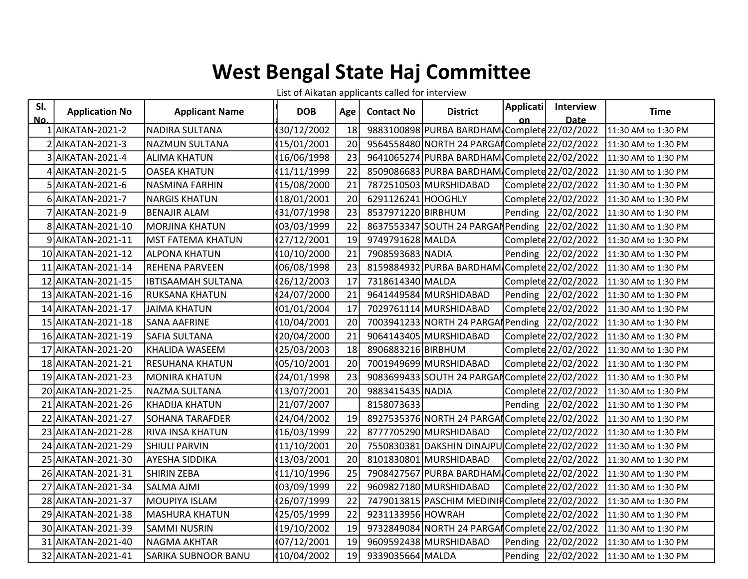# West Bengal State Haj Committee

List of Aikatan applicants called for interview

| Sl. No. | Application No | Applicant Name | ( | DOB | Age | Contact No | District | Application | Interview Date | Time |
|---|---|---|---|---|---|---|---|---|---|---|
| 1 | AIKATAN-2021-2 | NADIRA SULTANA | ( | 30/12/2002 | 18 | 9883100898 | PURBA BARDHAM | Complete | 22/02/2022 | 11:30 AM to 1:30 PM |
| 2 | AIKATAN-2021-3 | NAZMUN SULTANA | ( | 15/01/2001 | 20 | 9564558480 | NORTH 24 PARGA | Complete | 22/02/2022 | 11:30 AM to 1:30 PM |
| 3 | AIKATAN-2021-4 | ALIMA KHATUN | ( | 16/06/1998 | 23 | 9641065274 | PURBA BARDHAM | Complete | 22/02/2022 | 11:30 AM to 1:30 PM |
| 4 | AIKATAN-2021-5 | OASEA KHATUN | ( | 11/11/1999 | 22 | 8509086683 | PURBA BARDHAM | Complete | 22/02/2022 | 11:30 AM to 1:30 PM |
| 5 | AIKATAN-2021-6 | NASMINA FARHIN | ( | 15/08/2000 | 21 | 7872510503 | MURSHIDABAD | Complete | 22/02/2022 | 11:30 AM to 1:30 PM |
| 6 | AIKATAN-2021-7 | NARGIS KHATUN | ( | 18/01/2001 | 20 | 6291126241 | HOOGHLY | Complete | 22/02/2022 | 11:30 AM to 1:30 PM |
| 7 | AIKATAN-2021-9 | BENAJIR ALAM | ( | 31/07/1998 | 23 | 8537971220 | BIRBHUM | Pending | 22/02/2022 | 11:30 AM to 1:30 PM |
| 8 | AIKATAN-2021-10 | MORJINA KHATUN | ( | 03/03/1999 | 22 | 8637553347 | SOUTH 24 PARGA | Pending | 22/02/2022 | 11:30 AM to 1:30 PM |
| 9 | AIKATAN-2021-11 | MST FATEMA KHATUN | ( | 27/12/2001 | 19 | 9749791628 | MALDA | Complete | 22/02/2022 | 11:30 AM to 1:30 PM |
| 10 | AIKATAN-2021-12 | ALPONA KHATUN | ( | 10/10/2000 | 21 | 7908593683 | NADIA | Pending | 22/02/2022 | 11:30 AM to 1:30 PM |
| 11 | AIKATAN-2021-14 | REHENA PARVEEN | ( | 06/08/1998 | 23 | 8159884932 | PURBA BARDHAM | Complete | 22/02/2022 | 11:30 AM to 1:30 PM |
| 12 | AIKATAN-2021-15 | IBTISAAMAH SULTANA | ( | 26/12/2003 | 17 | 7318614340 | MALDA | Complete | 22/02/2022 | 11:30 AM to 1:30 PM |
| 13 | AIKATAN-2021-16 | RUKSANA KHATUN | ( | 24/07/2000 | 21 | 9641449584 | MURSHIDABAD | Pending | 22/02/2022 | 11:30 AM to 1:30 PM |
| 14 | AIKATAN-2021-17 | JAIMA KHATUN | ( | 01/01/2004 | 17 | 7029761114 | MURSHIDABAD | Complete | 22/02/2022 | 11:30 AM to 1:30 PM |
| 15 | AIKATAN-2021-18 | SANA AAFRINE | ( | 10/04/2001 | 20 | 7003941233 | NORTH 24 PARGA | Pending | 22/02/2022 | 11:30 AM to 1:30 PM |
| 16 | AIKATAN-2021-19 | SAFIA SULTANA | ( | 20/04/2000 | 21 | 9064143405 | MURSHIDABAD | Complete | 22/02/2022 | 11:30 AM to 1:30 PM |
| 17 | AIKATAN-2021-20 | KHALIDA WASEEM | ( | 25/03/2003 | 18 | 8906883216 | BIRBHUM | Complete | 22/02/2022 | 11:30 AM to 1:30 PM |
| 18 | AIKATAN-2021-21 | RESUHANA KHATUN | ( | 05/10/2001 | 20 | 7001949699 | MURSHIDABAD | Complete | 22/02/2022 | 11:30 AM to 1:30 PM |
| 19 | AIKATAN-2021-23 | MONIRA KHATUN | ( | 24/01/1998 | 23 | 9083699433 | SOUTH 24 PARGA | Complete | 22/02/2022 | 11:30 AM to 1:30 PM |
| 20 | AIKATAN-2021-25 | NAZMA SULTANA | ( | 13/07/2001 | 20 | 9883415435 | NADIA | Complete | 22/02/2022 | 11:30 AM to 1:30 PM |
| 21 | AIKATAN-2021-26 | KHADIJA KHATUN | | 21/07/2007 | | 8158073633 | | Pending | 22/02/2022 | 11:30 AM to 1:30 PM |
| 22 | AIKATAN-2021-27 | SOHANA TARAFDER | ( | 24/04/2002 | 19 | 8927535376 | NORTH 24 PARGA | Complete | 22/02/2022 | 11:30 AM to 1:30 PM |
| 23 | AIKATAN-2021-28 | RIVA INSA KHATUN | ( | 16/03/1999 | 22 | 8777705290 | MURSHIDABAD | Complete | 22/02/2022 | 11:30 AM to 1:30 PM |
| 24 | AIKATAN-2021-29 | SHIULI PARVIN | ( | 11/10/2001 | 20 | 7550830381 | DAKSHIN DINAJPU | Complete | 22/02/2022 | 11:30 AM to 1:30 PM |
| 25 | AIKATAN-2021-30 | AYESHA SIDDIKA | ( | 13/03/2001 | 20 | 8101830801 | MURSHIDABAD | Complete | 22/02/2022 | 11:30 AM to 1:30 PM |
| 26 | AIKATAN-2021-31 | SHIRIN ZEBA | ( | 11/10/1996 | 25 | 7908427567 | PURBA BARDHAM | Complete | 22/02/2022 | 11:30 AM to 1:30 PM |
| 27 | AIKATAN-2021-34 | SALMA AJMI | ( | 03/09/1999 | 22 | 9609827180 | MURSHIDABAD | Complete | 22/02/2022 | 11:30 AM to 1:30 PM |
| 28 | AIKATAN-2021-37 | MOUPIYA ISLAM | ( | 26/07/1999 | 22 | 7479013815 | PASCHIM MEDINIP | Complete | 22/02/2022 | 11:30 AM to 1:30 PM |
| 29 | AIKATAN-2021-38 | MASHURA KHATUN | ( | 25/05/1999 | 22 | 9231133956 | HOWRAH | Complete | 22/02/2022 | 11:30 AM to 1:30 PM |
| 30 | AIKATAN-2021-39 | SAMMI NUSRIN | ( | 19/10/2002 | 19 | 9732849084 | NORTH 24 PARGA | Complete | 22/02/2022 | 11:30 AM to 1:30 PM |
| 31 | AIKATAN-2021-40 | NAGMA AKHTAR | ( | 07/12/2001 | 19 | 9609592438 | MURSHIDABAD | Pending | 22/02/2022 | 11:30 AM to 1:30 PM |
| 32 | AIKATAN-2021-41 | SARIKA SUBNOOR BANU | ( | 10/04/2002 | 19 | 9339035664 | MALDA | Pending | 22/02/2022 | 11:30 AM to 1:30 PM |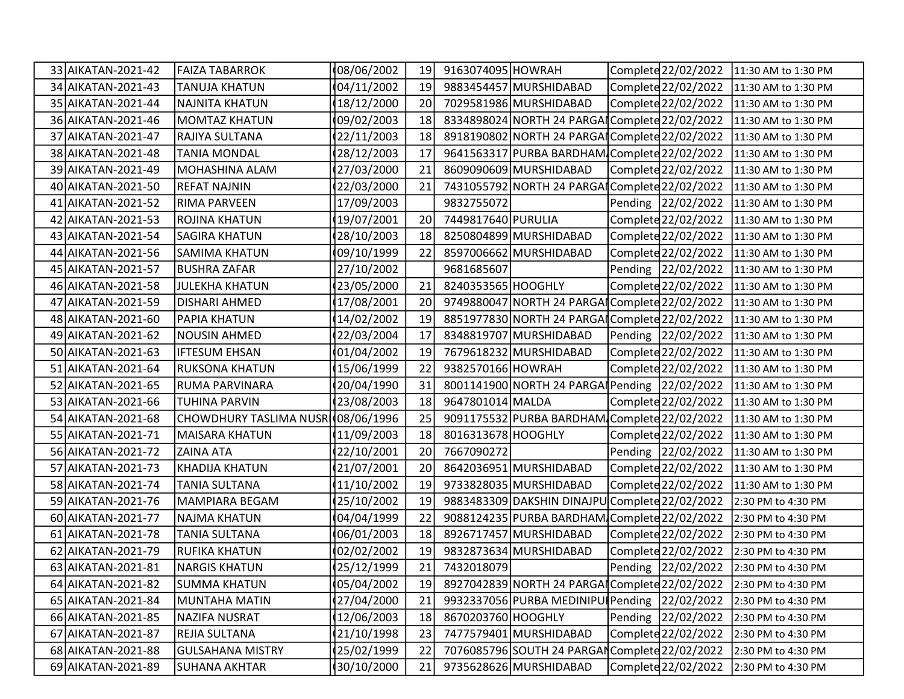| | | | | | | | | | |
|---|---|---|---|---|---|---|---|---|---|
| 33 | AIKATAN-2021-42 | FAIZA TABARROK | 08/06/2002 | 19 | 9163074095 | HOWRAH | Complete | 22/02/2022 | 11:30 AM to 1:30 PM |
| 34 | AIKATAN-2021-43 | TANUJA KHATUN | 04/11/2002 | 19 | 9883454457 | MURSHIDABAD | Complete | 22/02/2022 | 11:30 AM to 1:30 PM |
| 35 | AIKATAN-2021-44 | NAJNITA KHATUN | 18/12/2000 | 20 | 7029581986 | MURSHIDABAD | Complete | 22/02/2022 | 11:30 AM to 1:30 PM |
| 36 | AIKATAN-2021-46 | MOMTAZ KHATUN | 09/02/2003 | 18 | 8334898024 | NORTH 24 PARGA | Complete | 22/02/2022 | 11:30 AM to 1:30 PM |
| 37 | AIKATAN-2021-47 | RAJIYA SULTANA | 22/11/2003 | 18 | 8918190802 | NORTH 24 PARGA | Complete | 22/02/2022 | 11:30 AM to 1:30 PM |
| 38 | AIKATAN-2021-48 | TANIA MONDAL | 28/12/2003 | 17 | 9641563317 | PURBA BARDHAM | Complete | 22/02/2022 | 11:30 AM to 1:30 PM |
| 39 | AIKATAN-2021-49 | MOHASHINA ALAM | 27/03/2000 | 21 | 8609090609 | MURSHIDABAD | Complete | 22/02/2022 | 11:30 AM to 1:30 PM |
| 40 | AIKATAN-2021-50 | REFAT NAJNIN | 22/03/2000 | 21 | 7431055792 | NORTH 24 PARGA | Complete | 22/02/2022 | 11:30 AM to 1:30 PM |
| 41 | AIKATAN-2021-52 | RIMA PARVEEN | 17/09/2003 | | 9832755072 | | Pending | 22/02/2022 | 11:30 AM to 1:30 PM |
| 42 | AIKATAN-2021-53 | ROJINA KHATUN | 19/07/2001 | 20 | 7449817640 | PURULIA | Complete | 22/02/2022 | 11:30 AM to 1:30 PM |
| 43 | AIKATAN-2021-54 | SAGIRA KHATUN | 28/10/2003 | 18 | 8250804899 | MURSHIDABAD | Complete | 22/02/2022 | 11:30 AM to 1:30 PM |
| 44 | AIKATAN-2021-56 | SAMIMA KHATUN | 09/10/1999 | 22 | 8597006662 | MURSHIDABAD | Complete | 22/02/2022 | 11:30 AM to 1:30 PM |
| 45 | AIKATAN-2021-57 | BUSHRA ZAFAR | 27/10/2002 | | 9681685607 | | Pending | 22/02/2022 | 11:30 AM to 1:30 PM |
| 46 | AIKATAN-2021-58 | JULEKHA KHATUN | 23/05/2000 | 21 | 8240353565 | HOOGHLY | Complete | 22/02/2022 | 11:30 AM to 1:30 PM |
| 47 | AIKATAN-2021-59 | DISHARI AHMED | 17/08/2001 | 20 | 9749880047 | NORTH 24 PARGA | Complete | 22/02/2022 | 11:30 AM to 1:30 PM |
| 48 | AIKATAN-2021-60 | PAPIA KHATUN | 14/02/2002 | 19 | 8851977830 | NORTH 24 PARGA | Complete | 22/02/2022 | 11:30 AM to 1:30 PM |
| 49 | AIKATAN-2021-62 | NOUSIN AHMED | 22/03/2004 | 17 | 8348819707 | MURSHIDABAD | Pending | 22/02/2022 | 11:30 AM to 1:30 PM |
| 50 | AIKATAN-2021-63 | IFTESUM EHSAN | 01/04/2002 | 19 | 7679618232 | MURSHIDABAD | Complete | 22/02/2022 | 11:30 AM to 1:30 PM |
| 51 | AIKATAN-2021-64 | RUKSONA KHATUN | 15/06/1999 | 22 | 9382570166 | HOWRAH | Complete | 22/02/2022 | 11:30 AM to 1:30 PM |
| 52 | AIKATAN-2021-65 | RUMA PARVINARA | 20/04/1990 | 31 | 8001141900 | NORTH 24 PARGA | Pending | 22/02/2022 | 11:30 AM to 1:30 PM |
| 53 | AIKATAN-2021-66 | TUHINA PARVIN | 23/08/2003 | 18 | 9647801014 | MALDA | Complete | 22/02/2022 | 11:30 AM to 1:30 PM |
| 54 | AIKATAN-2021-68 | CHOWDHURY TASLIMA NUSR | 08/06/1996 | 25 | 9091175532 | PURBA BARDHAM | Complete | 22/02/2022 | 11:30 AM to 1:30 PM |
| 55 | AIKATAN-2021-71 | MAISARA KHATUN | 11/09/2003 | 18 | 8016313678 | HOOGHLY | Complete | 22/02/2022 | 11:30 AM to 1:30 PM |
| 56 | AIKATAN-2021-72 | ZAINA ATA | 22/10/2001 | 20 | 7667090272 | | Pending | 22/02/2022 | 11:30 AM to 1:30 PM |
| 57 | AIKATAN-2021-73 | KHADIJA KHATUN | 21/07/2001 | 20 | 8642036951 | MURSHIDABAD | Complete | 22/02/2022 | 11:30 AM to 1:30 PM |
| 58 | AIKATAN-2021-74 | TANIA SULTANA | 11/10/2002 | 19 | 9733828035 | MURSHIDABAD | Complete | 22/02/2022 | 11:30 AM to 1:30 PM |
| 59 | AIKATAN-2021-76 | MAMPIARA BEGAM | 25/10/2002 | 19 | 9883483309 | DAKSHIN DINAJPU | Complete | 22/02/2022 | 2:30 PM to 4:30 PM |
| 60 | AIKATAN-2021-77 | NAJMA KHATUN | 04/04/1999 | 22 | 9088124235 | PURBA BARDHAM | Complete | 22/02/2022 | 2:30 PM to 4:30 PM |
| 61 | AIKATAN-2021-78 | TANIA SULTANA | 06/01/2003 | 18 | 8926717457 | MURSHIDABAD | Complete | 22/02/2022 | 2:30 PM to 4:30 PM |
| 62 | AIKATAN-2021-79 | RUFIKA KHATUN | 02/02/2002 | 19 | 9832873634 | MURSHIDABAD | Complete | 22/02/2022 | 2:30 PM to 4:30 PM |
| 63 | AIKATAN-2021-81 | NARGIS KHATUN | 25/12/1999 | 21 | 7432018079 | | Pending | 22/02/2022 | 2:30 PM to 4:30 PM |
| 64 | AIKATAN-2021-82 | SUMMA KHATUN | 05/04/2002 | 19 | 8927042839 | NORTH 24 PARGA | Complete | 22/02/2022 | 2:30 PM to 4:30 PM |
| 65 | AIKATAN-2021-84 | MUNTAHA MATIN | 27/04/2000 | 21 | 9932337056 | PURBA MEDINIPU | Pending | 22/02/2022 | 2:30 PM to 4:30 PM |
| 66 | AIKATAN-2021-85 | NAZIFA NUSRAT | 12/06/2003 | 18 | 8670203760 | HOOGHLY | Pending | 22/02/2022 | 2:30 PM to 4:30 PM |
| 67 | AIKATAN-2021-87 | REJIA SULTANA | 21/10/1998 | 23 | 7477579401 | MURSHIDABAD | Complete | 22/02/2022 | 2:30 PM to 4:30 PM |
| 68 | AIKATAN-2021-88 | GULSAHANA MISTRY | 25/02/1999 | 22 | 7076085796 | SOUTH 24 PARGA | Complete | 22/02/2022 | 2:30 PM to 4:30 PM |
| 69 | AIKATAN-2021-89 | SUHANA AKHTAR | 30/10/2000 | 21 | 9735628626 | MURSHIDABAD | Complete | 22/02/2022 | 2:30 PM to 4:30 PM |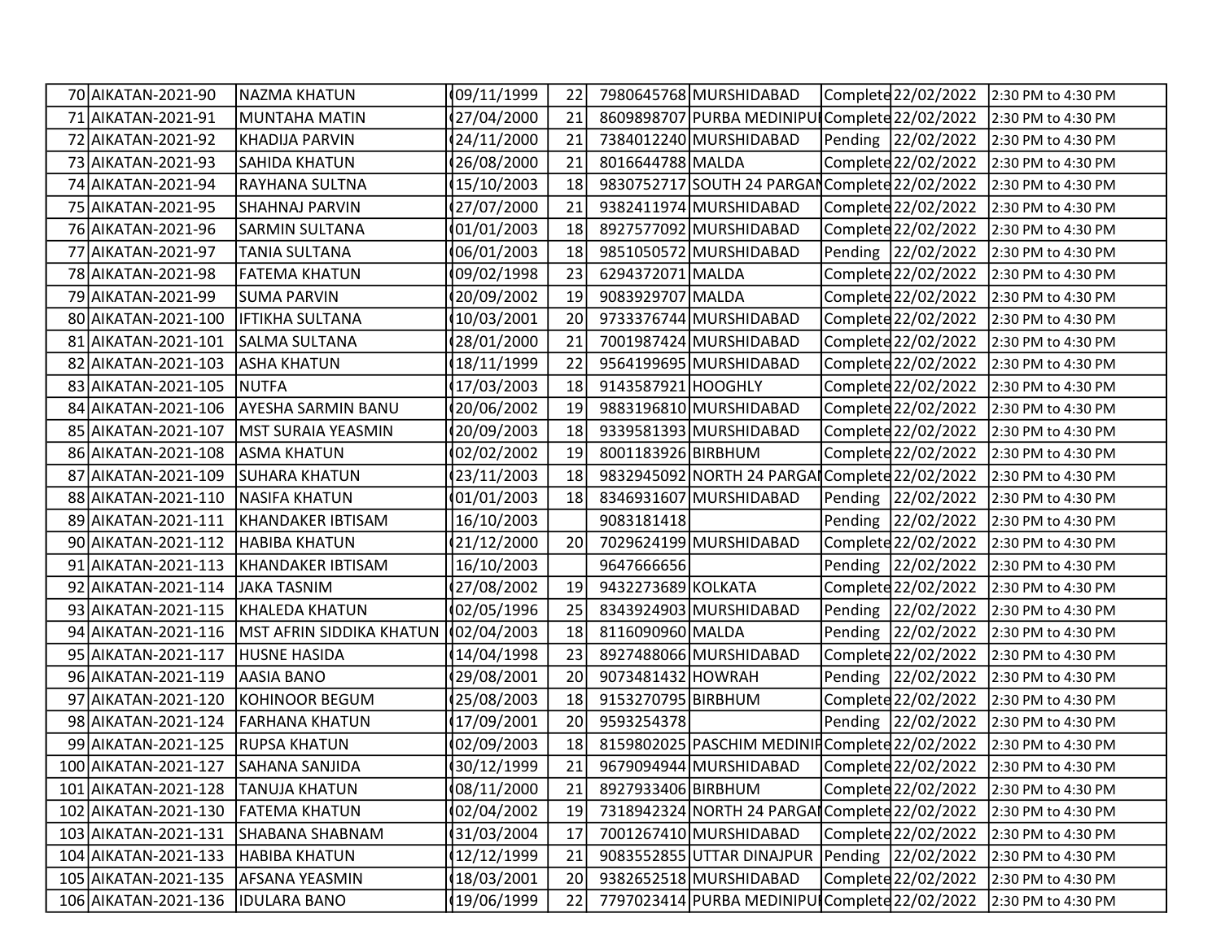| | | | | | | | | | |
|---|---|---|---|---|---|---|---|---|---|
| 70 | AIKATAN-2021-90 | NAZMA KHATUN | 09/11/1999 | 22 | 7980645768 | MURSHIDABAD | Complete | 22/02/2022 | 2:30 PM to 4:30 PM |
| 71 | AIKATAN-2021-91 | MUNTAHA MATIN | 27/04/2000 | 21 | 8609898707 | PURBA MEDINIPUI | Complete | 22/02/2022 | 2:30 PM to 4:30 PM |
| 72 | AIKATAN-2021-92 | KHADIJA PARVIN | 24/11/2000 | 21 | 7384012240 | MURSHIDABAD | Pending | 22/02/2022 | 2:30 PM to 4:30 PM |
| 73 | AIKATAN-2021-93 | SAHIDA KHATUN | 26/08/2000 | 21 | 8016644788 | MALDA | Complete | 22/02/2022 | 2:30 PM to 4:30 PM |
| 74 | AIKATAN-2021-94 | RAYHANA SULTNA | 15/10/2003 | 18 | 9830752717 | SOUTH 24 PARGAI | Complete | 22/02/2022 | 2:30 PM to 4:30 PM |
| 75 | AIKATAN-2021-95 | SHAHNAJ PARVIN | 27/07/2000 | 21 | 9382411974 | MURSHIDABAD | Complete | 22/02/2022 | 2:30 PM to 4:30 PM |
| 76 | AIKATAN-2021-96 | SARMIN SULTANA | 01/01/2003 | 18 | 8927577092 | MURSHIDABAD | Complete | 22/02/2022 | 2:30 PM to 4:30 PM |
| 77 | AIKATAN-2021-97 | TANIA SULTANA | 06/01/2003 | 18 | 9851050572 | MURSHIDABAD | Pending | 22/02/2022 | 2:30 PM to 4:30 PM |
| 78 | AIKATAN-2021-98 | FATEMA KHATUN | 09/02/1998 | 23 | 6294372071 | MALDA | Complete | 22/02/2022 | 2:30 PM to 4:30 PM |
| 79 | AIKATAN-2021-99 | SUMA PARVIN | 20/09/2002 | 19 | 9083929707 | MALDA | Complete | 22/02/2022 | 2:30 PM to 4:30 PM |
| 80 | AIKATAN-2021-100 | IFTIKHA SULTANA | 10/03/2001 | 20 | 9733376744 | MURSHIDABAD | Complete | 22/02/2022 | 2:30 PM to 4:30 PM |
| 81 | AIKATAN-2021-101 | SALMA SULTANA | 28/01/2000 | 21 | 7001987424 | MURSHIDABAD | Complete | 22/02/2022 | 2:30 PM to 4:30 PM |
| 82 | AIKATAN-2021-103 | ASHA KHATUN | 18/11/1999 | 22 | 9564199695 | MURSHIDABAD | Complete | 22/02/2022 | 2:30 PM to 4:30 PM |
| 83 | AIKATAN-2021-105 | NUTFA | 17/03/2003 | 18 | 9143587921 | HOOGHLY | Complete | 22/02/2022 | 2:30 PM to 4:30 PM |
| 84 | AIKATAN-2021-106 | AYESHA SARMIN BANU | 20/06/2002 | 19 | 9883196810 | MURSHIDABAD | Complete | 22/02/2022 | 2:30 PM to 4:30 PM |
| 85 | AIKATAN-2021-107 | MST SURAIA YEASMIN | 20/09/2003 | 18 | 9339581393 | MURSHIDABAD | Complete | 22/02/2022 | 2:30 PM to 4:30 PM |
| 86 | AIKATAN-2021-108 | ASMA KHATUN | 02/02/2002 | 19 | 8001183926 | BIRBHUM | Complete | 22/02/2022 | 2:30 PM to 4:30 PM |
| 87 | AIKATAN-2021-109 | SUHARA KHATUN | 23/11/2003 | 18 | 9832945092 | NORTH 24 PARGAI | Complete | 22/02/2022 | 2:30 PM to 4:30 PM |
| 88 | AIKATAN-2021-110 | NASIFA KHATUN | 01/01/2003 | 18 | 8346931607 | MURSHIDABAD | Pending | 22/02/2022 | 2:30 PM to 4:30 PM |
| 89 | AIKATAN-2021-111 | KHANDAKER IBTISAM | 16/10/2003 | | 9083181418 | | Pending | 22/02/2022 | 2:30 PM to 4:30 PM |
| 90 | AIKATAN-2021-112 | HABIBA KHATUN | 21/12/2000 | 20 | 7029624199 | MURSHIDABAD | Complete | 22/02/2022 | 2:30 PM to 4:30 PM |
| 91 | AIKATAN-2021-113 | KHANDAKER IBTISAM | 16/10/2003 | | 9647666656 | | Pending | 22/02/2022 | 2:30 PM to 4:30 PM |
| 92 | AIKATAN-2021-114 | JAKA TASNIM | 27/08/2002 | 19 | 9432273689 | KOLKATA | Complete | 22/02/2022 | 2:30 PM to 4:30 PM |
| 93 | AIKATAN-2021-115 | KHALEDA KHATUN | 02/05/1996 | 25 | 8343924903 | MURSHIDABAD | Pending | 22/02/2022 | 2:30 PM to 4:30 PM |
| 94 | AIKATAN-2021-116 | MST AFRIN SIDDIKA KHATUN | 02/04/2003 | 18 | 8116090960 | MALDA | Pending | 22/02/2022 | 2:30 PM to 4:30 PM |
| 95 | AIKATAN-2021-117 | HUSNE HASIDA | 14/04/1998 | 23 | 8927488066 | MURSHIDABAD | Complete | 22/02/2022 | 2:30 PM to 4:30 PM |
| 96 | AIKATAN-2021-119 | AASIA BANO | 29/08/2001 | 20 | 9073481432 | HOWRAH | Pending | 22/02/2022 | 2:30 PM to 4:30 PM |
| 97 | AIKATAN-2021-120 | KOHINOOR BEGUM | 25/08/2003 | 18 | 9153270795 | BIRBHUM | Complete | 22/02/2022 | 2:30 PM to 4:30 PM |
| 98 | AIKATAN-2021-124 | FARHANA KHATUN | 17/09/2001 | 20 | 9593254378 | | Pending | 22/02/2022 | 2:30 PM to 4:30 PM |
| 99 | AIKATAN-2021-125 | RUPSA KHATUN | 02/09/2003 | 18 | 8159802025 | PASCHIM MEDINIF | Complete | 22/02/2022 | 2:30 PM to 4:30 PM |
| 100 | AIKATAN-2021-127 | SAHANA SANJIDA | 30/12/1999 | 21 | 9679094944 | MURSHIDABAD | Complete | 22/02/2022 | 2:30 PM to 4:30 PM |
| 101 | AIKATAN-2021-128 | TANUJA KHATUN | 08/11/2000 | 21 | 8927933406 | BIRBHUM | Complete | 22/02/2022 | 2:30 PM to 4:30 PM |
| 102 | AIKATAN-2021-130 | FATEMA KHATUN | 02/04/2002 | 19 | 7318942324 | NORTH 24 PARGAI | Complete | 22/02/2022 | 2:30 PM to 4:30 PM |
| 103 | AIKATAN-2021-131 | SHABANA SHABNAM | 31/03/2004 | 17 | 7001267410 | MURSHIDABAD | Complete | 22/02/2022 | 2:30 PM to 4:30 PM |
| 104 | AIKATAN-2021-133 | HABIBA KHATUN | 12/12/1999 | 21 | 9083552855 | UTTAR DINAJPUR | Pending | 22/02/2022 | 2:30 PM to 4:30 PM |
| 105 | AIKATAN-2021-135 | AFSANA YEASMIN | 18/03/2001 | 20 | 9382652518 | MURSHIDABAD | Complete | 22/02/2022 | 2:30 PM to 4:30 PM |
| 106 | AIKATAN-2021-136 | IDULARA BANO | 19/06/1999 | 22 | 7797023414 | PURBA MEDINIPUI | Complete | 22/02/2022 | 2:30 PM to 4:30 PM |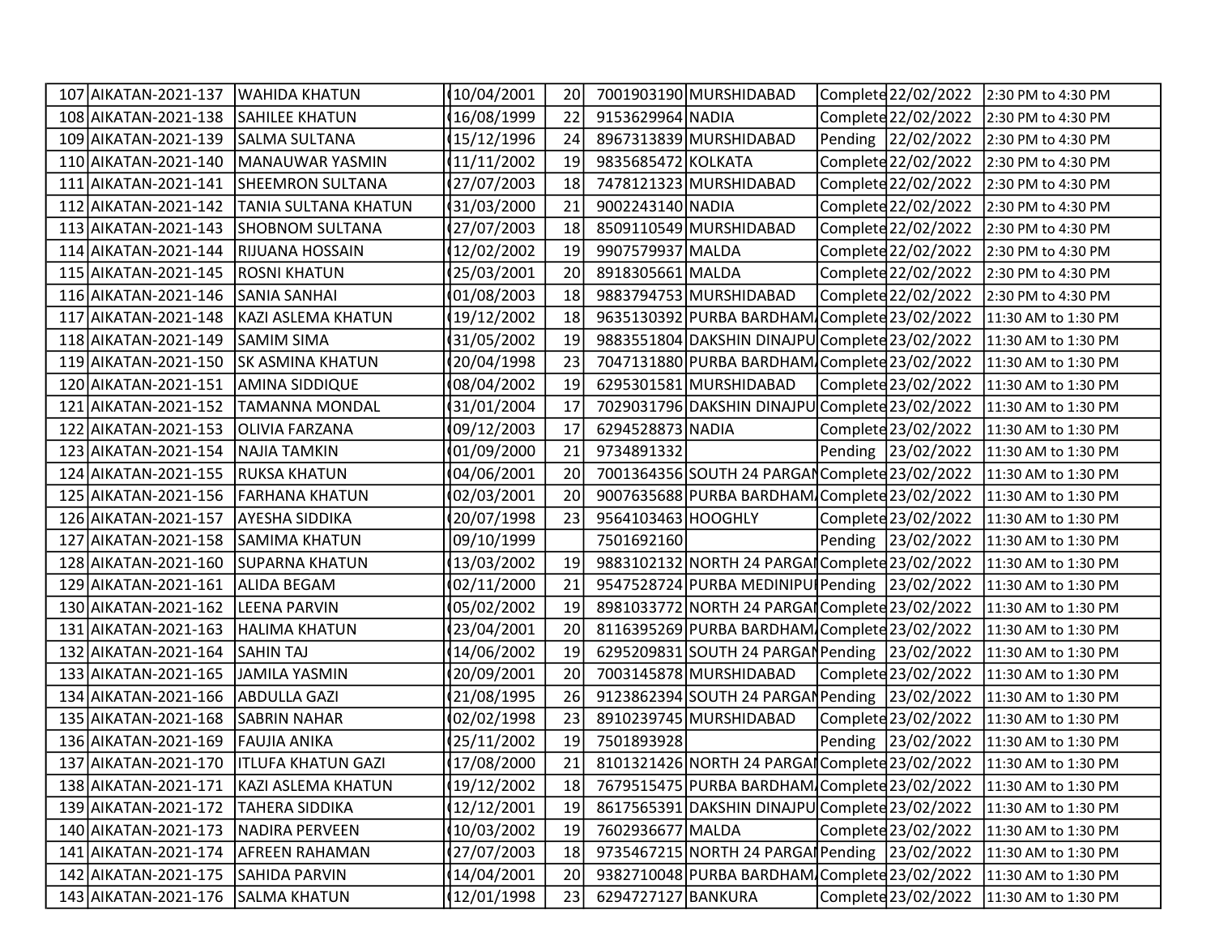| | | | | | | | | | |
|---|---|---|---|---|---|---|---|---|---|
| 107 | AIKATAN-2021-137 | WAHIDA KHATUN | 10/04/2001 | 20 | 7001903190 | MURSHIDABAD | Complete | 22/02/2022 | 2:30 PM to 4:30 PM |
| 108 | AIKATAN-2021-138 | SAHILEE KHATUN | 16/08/1999 | 22 | 9153629964 | NADIA | Complete | 22/02/2022 | 2:30 PM to 4:30 PM |
| 109 | AIKATAN-2021-139 | SALMA SULTANA | 15/12/1996 | 24 | 8967313839 | MURSHIDABAD | Pending | 22/02/2022 | 2:30 PM to 4:30 PM |
| 110 | AIKATAN-2021-140 | MANAUWAR YASMIN | 11/11/2002 | 19 | 9835685472 | KOLKATA | Complete | 22/02/2022 | 2:30 PM to 4:30 PM |
| 111 | AIKATAN-2021-141 | SHEEMRON SULTANA | 27/07/2003 | 18 | 7478121323 | MURSHIDABAD | Complete | 22/02/2022 | 2:30 PM to 4:30 PM |
| 112 | AIKATAN-2021-142 | TANIA SULTANA KHATUN | 31/03/2000 | 21 | 9002243140 | NADIA | Complete | 22/02/2022 | 2:30 PM to 4:30 PM |
| 113 | AIKATAN-2021-143 | SHOBNOM SULTANA | 27/07/2003 | 18 | 8509110549 | MURSHIDABAD | Complete | 22/02/2022 | 2:30 PM to 4:30 PM |
| 114 | AIKATAN-2021-144 | RIJUANA HOSSAIN | 12/02/2002 | 19 | 9907579937 | MALDA | Complete | 22/02/2022 | 2:30 PM to 4:30 PM |
| 115 | AIKATAN-2021-145 | ROSNI KHATUN | 25/03/2001 | 20 | 8918305661 | MALDA | Complete | 22/02/2022 | 2:30 PM to 4:30 PM |
| 116 | AIKATAN-2021-146 | SANIA SANHAI | 01/08/2003 | 18 | 9883794753 | MURSHIDABAD | Complete | 22/02/2022 | 2:30 PM to 4:30 PM |
| 117 | AIKATAN-2021-148 | KAZI ASLEMA KHATUN | 19/12/2002 | 18 | 9635130392 | PURBA BARDHAM | Complete | 23/02/2022 | 11:30 AM to 1:30 PM |
| 118 | AIKATAN-2021-149 | SAMIM SIMA | 31/05/2002 | 19 | 9883551804 | DAKSHIN DINAJPU | Complete | 23/02/2022 | 11:30 AM to 1:30 PM |
| 119 | AIKATAN-2021-150 | SK ASMINA KHATUN | 20/04/1998 | 23 | 7047131880 | PURBA BARDHAM | Complete | 23/02/2022 | 11:30 AM to 1:30 PM |
| 120 | AIKATAN-2021-151 | AMINA SIDDIQUE | 08/04/2002 | 19 | 6295301581 | MURSHIDABAD | Complete | 23/02/2022 | 11:30 AM to 1:30 PM |
| 121 | AIKATAN-2021-152 | TAMANNA MONDAL | 31/01/2004 | 17 | 7029031796 | DAKSHIN DINAJPU | Complete | 23/02/2022 | 11:30 AM to 1:30 PM |
| 122 | AIKATAN-2021-153 | OLIVIA FARZANA | 09/12/2003 | 17 | 6294528873 | NADIA | Complete | 23/02/2022 | 11:30 AM to 1:30 PM |
| 123 | AIKATAN-2021-154 | NAJIA TAMKIN | 01/09/2000 | 21 | 9734891332 | | Pending | 23/02/2022 | 11:30 AM to 1:30 PM |
| 124 | AIKATAN-2021-155 | RUKSA KHATUN | 04/06/2001 | 20 | 7001364356 | SOUTH 24 PARGAN | Complete | 23/02/2022 | 11:30 AM to 1:30 PM |
| 125 | AIKATAN-2021-156 | FARHANA KHATUN | 02/03/2001 | 20 | 9007635688 | PURBA BARDHAM | Complete | 23/02/2022 | 11:30 AM to 1:30 PM |
| 126 | AIKATAN-2021-157 | AYESHA SIDDIKA | 20/07/1998 | 23 | 9564103463 | HOOGHLY | Complete | 23/02/2022 | 11:30 AM to 1:30 PM |
| 127 | AIKATAN-2021-158 | SAMIMA KHATUN | 09/10/1999 | | 7501692160 | | Pending | 23/02/2022 | 11:30 AM to 1:30 PM |
| 128 | AIKATAN-2021-160 | SUPARNA KHATUN | 13/03/2002 | 19 | 9883102132 | NORTH 24 PARGA | Complete | 23/02/2022 | 11:30 AM to 1:30 PM |
| 129 | AIKATAN-2021-161 | ALIDA BEGAM | 02/11/2000 | 21 | 9547528724 | PURBA MEDINIPU | Pending | 23/02/2022 | 11:30 AM to 1:30 PM |
| 130 | AIKATAN-2021-162 | LEENA PARVIN | 05/02/2002 | 19 | 8981033772 | NORTH 24 PARGA | Complete | 23/02/2022 | 11:30 AM to 1:30 PM |
| 131 | AIKATAN-2021-163 | HALIMA KHATUN | 23/04/2001 | 20 | 8116395269 | PURBA BARDHAM | Complete | 23/02/2022 | 11:30 AM to 1:30 PM |
| 132 | AIKATAN-2021-164 | SAHIN TAJ | 14/06/2002 | 19 | 6295209831 | SOUTH 24 PARGAN | Pending | 23/02/2022 | 11:30 AM to 1:30 PM |
| 133 | AIKATAN-2021-165 | JAMILA YASMIN | 20/09/2001 | 20 | 7003145878 | MURSHIDABAD | Complete | 23/02/2022 | 11:30 AM to 1:30 PM |
| 134 | AIKATAN-2021-166 | ABDULLA GAZI | 21/08/1995 | 26 | 9123862394 | SOUTH 24 PARGAN | Pending | 23/02/2022 | 11:30 AM to 1:30 PM |
| 135 | AIKATAN-2021-168 | SABRIN NAHAR | 02/02/1998 | 23 | 8910239745 | MURSHIDABAD | Complete | 23/02/2022 | 11:30 AM to 1:30 PM |
| 136 | AIKATAN-2021-169 | FAUJIA ANIKA | 25/11/2002 | 19 | 7501893928 | | Pending | 23/02/2022 | 11:30 AM to 1:30 PM |
| 137 | AIKATAN-2021-170 | ITLUFA KHATUN GAZI | 17/08/2000 | 21 | 8101321426 | NORTH 24 PARGA | Complete | 23/02/2022 | 11:30 AM to 1:30 PM |
| 138 | AIKATAN-2021-171 | KAZI ASLEMA KHATUN | 19/12/2002 | 18 | 7679515475 | PURBA BARDHAM | Complete | 23/02/2022 | 11:30 AM to 1:30 PM |
| 139 | AIKATAN-2021-172 | TAHERA SIDDIKA | 12/12/2001 | 19 | 8617565391 | DAKSHIN DINAJPU | Complete | 23/02/2022 | 11:30 AM to 1:30 PM |
| 140 | AIKATAN-2021-173 | NADIRA PERVEEN | 10/03/2002 | 19 | 7602936677 | MALDA | Complete | 23/02/2022 | 11:30 AM to 1:30 PM |
| 141 | AIKATAN-2021-174 | AFREEN RAHAMAN | 27/07/2003 | 18 | 9735467215 | NORTH 24 PARGA | Pending | 23/02/2022 | 11:30 AM to 1:30 PM |
| 142 | AIKATAN-2021-175 | SAHIDA PARVIN | 14/04/2001 | 20 | 9382710048 | PURBA BARDHAM | Complete | 23/02/2022 | 11:30 AM to 1:30 PM |
| 143 | AIKATAN-2021-176 | SALMA KHATUN | 12/01/1998 | 23 | 6294727127 | BANKURA | Complete | 23/02/2022 | 11:30 AM to 1:30 PM |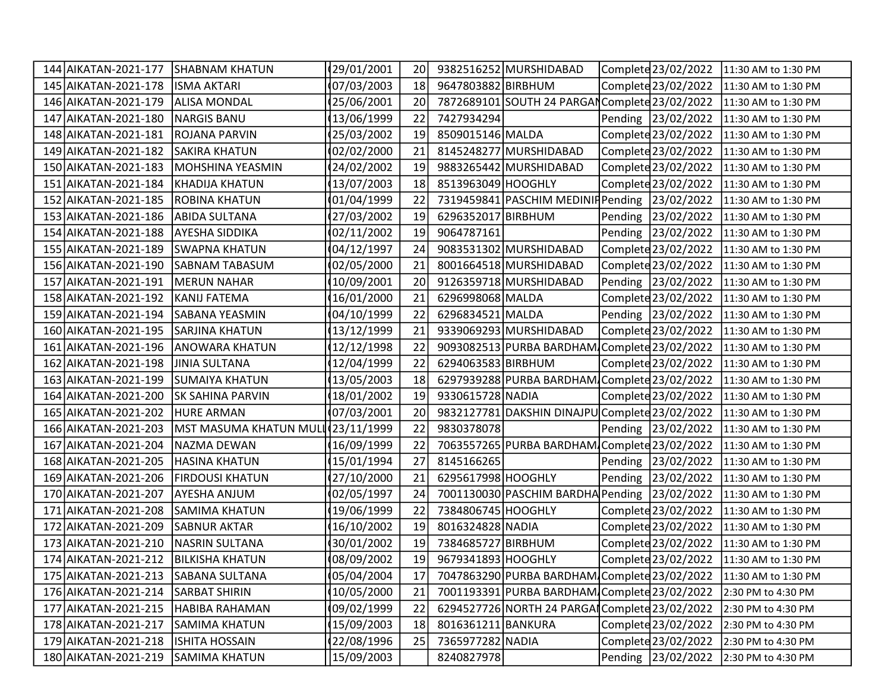| | | | | | | | | | |
|---|---|---|---|---|---|---|---|---|---|
| 144 | AIKATAN-2021-177 | SHABNAM KHATUN | 29/01/2001 | 20 | 9382516252 | MURSHIDABAD | Complete | 23/02/2022 | 11:30 AM to 1:30 PM |
| 145 | AIKATAN-2021-178 | ISMA AKTARI | 07/03/2003 | 18 | 9647803882 | BIRBHUM | Complete | 23/02/2022 | 11:30 AM to 1:30 PM |
| 146 | AIKATAN-2021-179 | ALISA MONDAL | 25/06/2001 | 20 | 7872689101 | SOUTH 24 PARGAN | Complete | 23/02/2022 | 11:30 AM to 1:30 PM |
| 147 | AIKATAN-2021-180 | NARGIS BANU | 13/06/1999 | 22 | 7427934294 | | Pending | 23/02/2022 | 11:30 AM to 1:30 PM |
| 148 | AIKATAN-2021-181 | ROJANA PARVIN | 25/03/2002 | 19 | 8509015146 | MALDA | Complete | 23/02/2022 | 11:30 AM to 1:30 PM |
| 149 | AIKATAN-2021-182 | SAKIRA KHATUN | 02/02/2000 | 21 | 8145248277 | MURSHIDABAD | Complete | 23/02/2022 | 11:30 AM to 1:30 PM |
| 150 | AIKATAN-2021-183 | MOHSHINA YEASMIN | 24/02/2002 | 19 | 9883265442 | MURSHIDABAD | Complete | 23/02/2022 | 11:30 AM to 1:30 PM |
| 151 | AIKATAN-2021-184 | KHADIJA KHATUN | 13/07/2003 | 18 | 8513963049 | HOOGHLY | Complete | 23/02/2022 | 11:30 AM to 1:30 PM |
| 152 | AIKATAN-2021-185 | ROBINA KHATUN | 01/04/1999 | 22 | 7319459841 | PASCHIM MEDINIP | Pending | 23/02/2022 | 11:30 AM to 1:30 PM |
| 153 | AIKATAN-2021-186 | ABIDA SULTANA | 27/03/2002 | 19 | 6296352017 | BIRBHUM | Pending | 23/02/2022 | 11:30 AM to 1:30 PM |
| 154 | AIKATAN-2021-188 | AYESHA SIDDIKA | 02/11/2002 | 19 | 9064787161 | | Pending | 23/02/2022 | 11:30 AM to 1:30 PM |
| 155 | AIKATAN-2021-189 | SWAPNA KHATUN | 04/12/1997 | 24 | 9083531302 | MURSHIDABAD | Complete | 23/02/2022 | 11:30 AM to 1:30 PM |
| 156 | AIKATAN-2021-190 | SABNAM TABASUM | 02/05/2000 | 21 | 8001664518 | MURSHIDABAD | Complete | 23/02/2022 | 11:30 AM to 1:30 PM |
| 157 | AIKATAN-2021-191 | MERUN NAHAR | 10/09/2001 | 20 | 9126359718 | MURSHIDABAD | Pending | 23/02/2022 | 11:30 AM to 1:30 PM |
| 158 | AIKATAN-2021-192 | KANIJ FATEMA | 16/01/2000 | 21 | 6296998068 | MALDA | Complete | 23/02/2022 | 11:30 AM to 1:30 PM |
| 159 | AIKATAN-2021-194 | SABANA YEASMIN | 04/10/1999 | 22 | 6296834521 | MALDA | Pending | 23/02/2022 | 11:30 AM to 1:30 PM |
| 160 | AIKATAN-2021-195 | SARJINA KHATUN | 13/12/1999 | 21 | 9339069293 | MURSHIDABAD | Complete | 23/02/2022 | 11:30 AM to 1:30 PM |
| 161 | AIKATAN-2021-196 | ANOWARA KHATUN | 12/12/1998 | 22 | 9093082513 | PURBA BARDHAM | Complete | 23/02/2022 | 11:30 AM to 1:30 PM |
| 162 | AIKATAN-2021-198 | JINIA SULTANA | 12/04/1999 | 22 | 6294063583 | BIRBHUM | Complete | 23/02/2022 | 11:30 AM to 1:30 PM |
| 163 | AIKATAN-2021-199 | SUMAIYA KHATUN | 13/05/2003 | 18 | 6297939288 | PURBA BARDHAM | Complete | 23/02/2022 | 11:30 AM to 1:30 PM |
| 164 | AIKATAN-2021-200 | SK SAHINA PARVIN | 18/01/2002 | 19 | 9330615728 | NADIA | Complete | 23/02/2022 | 11:30 AM to 1:30 PM |
| 165 | AIKATAN-2021-202 | HURE ARMAN | 07/03/2001 | 20 | 9832127781 | DAKSHIN DINAJPU | Complete | 23/02/2022 | 11:30 AM to 1:30 PM |
| 166 | AIKATAN-2021-203 | MST MASUMA KHATUN MULL | 23/11/1999 | 22 | 9830378078 | | Pending | 23/02/2022 | 11:30 AM to 1:30 PM |
| 167 | AIKATAN-2021-204 | NAZMA DEWAN | 16/09/1999 | 22 | 7063557265 | PURBA BARDHAM | Complete | 23/02/2022 | 11:30 AM to 1:30 PM |
| 168 | AIKATAN-2021-205 | HASINA KHATUN | 15/01/1994 | 27 | 8145166265 | | Pending | 23/02/2022 | 11:30 AM to 1:30 PM |
| 169 | AIKATAN-2021-206 | FIRDOUSI KHATUN | 27/10/2000 | 21 | 6295617998 | HOOGHLY | Pending | 23/02/2022 | 11:30 AM to 1:30 PM |
| 170 | AIKATAN-2021-207 | AYESHA ANJUM | 02/05/1997 | 24 | 7001130030 | PASCHIM BARDHA | Pending | 23/02/2022 | 11:30 AM to 1:30 PM |
| 171 | AIKATAN-2021-208 | SAMIMA KHATUN | 19/06/1999 | 22 | 7384806745 | HOOGHLY | Complete | 23/02/2022 | 11:30 AM to 1:30 PM |
| 172 | AIKATAN-2021-209 | SABNUR AKTAR | 16/10/2002 | 19 | 8016324828 | NADIA | Complete | 23/02/2022 | 11:30 AM to 1:30 PM |
| 173 | AIKATAN-2021-210 | NASRIN SULTANA | 30/01/2002 | 19 | 7384685727 | BIRBHUM | Complete | 23/02/2022 | 11:30 AM to 1:30 PM |
| 174 | AIKATAN-2021-212 | BILKISHA KHATUN | 08/09/2002 | 19 | 9679341893 | HOOGHLY | Complete | 23/02/2022 | 11:30 AM to 1:30 PM |
| 175 | AIKATAN-2021-213 | SABANA SULTANA | 05/04/2004 | 17 | 7047863290 | PURBA BARDHAM | Complete | 23/02/2022 | 11:30 AM to 1:30 PM |
| 176 | AIKATAN-2021-214 | SARBAT SHIRIN | 10/05/2000 | 21 | 7001193391 | PURBA BARDHAM | Complete | 23/02/2022 | 2:30 PM to 4:30 PM |
| 177 | AIKATAN-2021-215 | HABIBA RAHAMAN | 09/02/1999 | 22 | 6294527726 | NORTH 24 PARGAI | Complete | 23/02/2022 | 2:30 PM to 4:30 PM |
| 178 | AIKATAN-2021-217 | SAMIMA KHATUN | 15/09/2003 | 18 | 8016361211 | BANKURA | Complete | 23/02/2022 | 2:30 PM to 4:30 PM |
| 179 | AIKATAN-2021-218 | ISHITA HOSSAIN | 22/08/1996 | 25 | 7365977282 | NADIA | Complete | 23/02/2022 | 2:30 PM to 4:30 PM |
| 180 | AIKATAN-2021-219 | SAMIMA KHATUN | 15/09/2003 | | 8240827978 | | Pending | 23/02/2022 | 2:30 PM to 4:30 PM |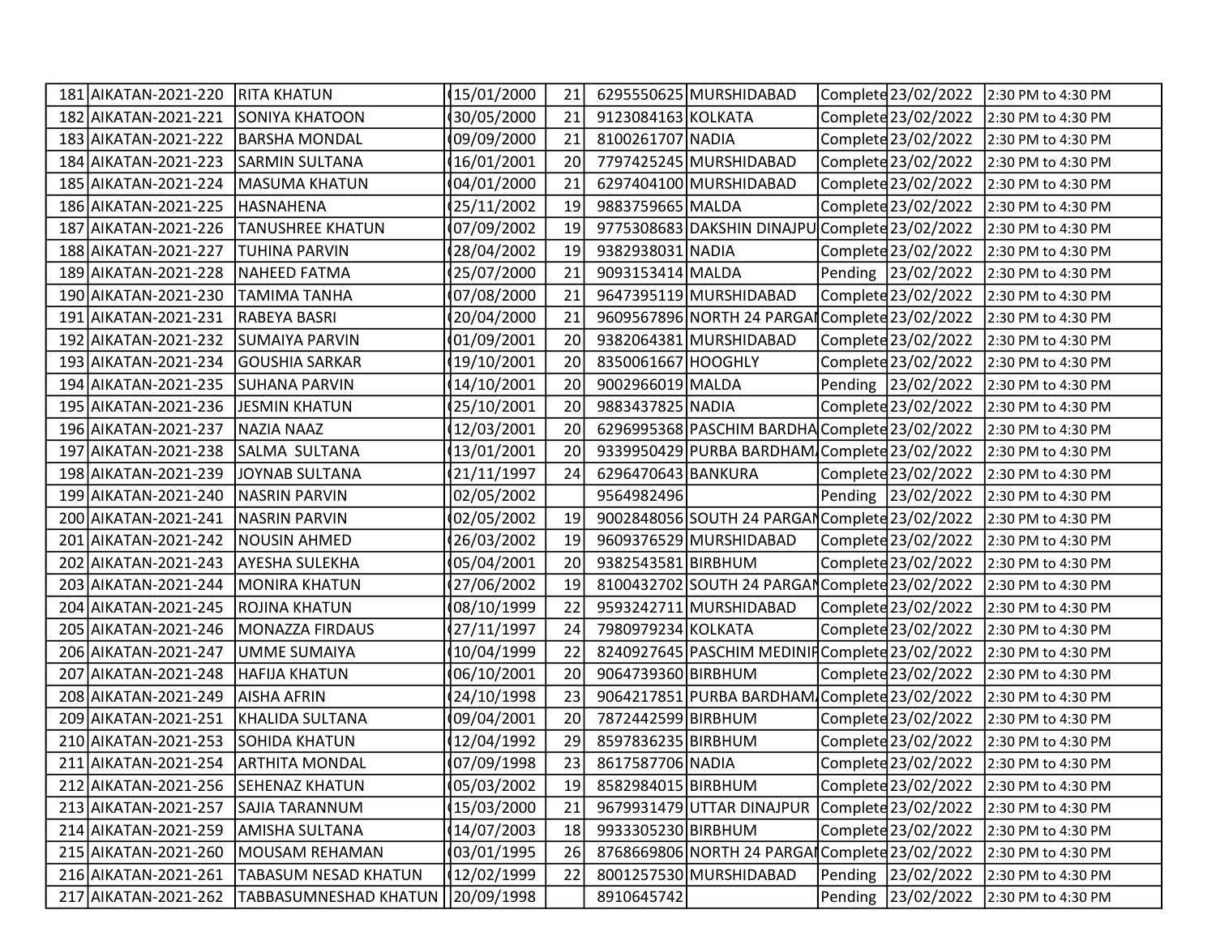| | | | | | | | | | |
|---|---|---|---|---|---|---|---|---|---|
| 181 | AIKATAN-2021-220 | RITA KHATUN | 15/01/2000 | 21 | 6295550625 | MURSHIDABAD | Complete | 23/02/2022 | 2:30 PM to 4:30 PM |
| 182 | AIKATAN-2021-221 | SONIYA KHATOON | 30/05/2000 | 21 | 9123084163 | KOLKATA | Complete | 23/02/2022 | 2:30 PM to 4:30 PM |
| 183 | AIKATAN-2021-222 | BARSHA MONDAL | 09/09/2000 | 21 | 8100261707 | NADIA | Complete | 23/02/2022 | 2:30 PM to 4:30 PM |
| 184 | AIKATAN-2021-223 | SARMIN SULTANA | 16/01/2001 | 20 | 7797425245 | MURSHIDABAD | Complete | 23/02/2022 | 2:30 PM to 4:30 PM |
| 185 | AIKATAN-2021-224 | MASUMA KHATUN | 04/01/2000 | 21 | 6297404100 | MURSHIDABAD | Complete | 23/02/2022 | 2:30 PM to 4:30 PM |
| 186 | AIKATAN-2021-225 | HASNAHENA | 25/11/2002 | 19 | 9883759665 | MALDA | Complete | 23/02/2022 | 2:30 PM to 4:30 PM |
| 187 | AIKATAN-2021-226 | TANUSHREE KHATUN | 07/09/2002 | 19 | 9775308683 | DAKSHIN DINAJPU | Complete | 23/02/2022 | 2:30 PM to 4:30 PM |
| 188 | AIKATAN-2021-227 | TUHINA PARVIN | 28/04/2002 | 19 | 9382938031 | NADIA | Complete | 23/02/2022 | 2:30 PM to 4:30 PM |
| 189 | AIKATAN-2021-228 | NAHEED FATMA | 25/07/2000 | 21 | 9093153414 | MALDA | Pending | 23/02/2022 | 2:30 PM to 4:30 PM |
| 190 | AIKATAN-2021-230 | TAMIMA TANHA | 07/08/2000 | 21 | 9647395119 | MURSHIDABAD | Complete | 23/02/2022 | 2:30 PM to 4:30 PM |
| 191 | AIKATAN-2021-231 | RABEYA BASRI | 20/04/2000 | 21 | 9609567896 | NORTH 24 PARGAI | Complete | 23/02/2022 | 2:30 PM to 4:30 PM |
| 192 | AIKATAN-2021-232 | SUMAIYA PARVIN | 01/09/2001 | 20 | 9382064381 | MURSHIDABAD | Complete | 23/02/2022 | 2:30 PM to 4:30 PM |
| 193 | AIKATAN-2021-234 | GOUSHIA SARKAR | 19/10/2001 | 20 | 8350061667 | HOOGHLY | Complete | 23/02/2022 | 2:30 PM to 4:30 PM |
| 194 | AIKATAN-2021-235 | SUHANA PARVIN | 14/10/2001 | 20 | 9002966019 | MALDA | Pending | 23/02/2022 | 2:30 PM to 4:30 PM |
| 195 | AIKATAN-2021-236 | JESMIN KHATUN | 25/10/2001 | 20 | 9883437825 | NADIA | Complete | 23/02/2022 | 2:30 PM to 4:30 PM |
| 196 | AIKATAN-2021-237 | NAZIA NAAZ | 12/03/2001 | 20 | 6296995368 | PASCHIM BARDHA | Complete | 23/02/2022 | 2:30 PM to 4:30 PM |
| 197 | AIKATAN-2021-238 | SALMA SULTANA | 13/01/2001 | 20 | 9339950429 | PURBA BARDHAM | Complete | 23/02/2022 | 2:30 PM to 4:30 PM |
| 198 | AIKATAN-2021-239 | JOYNAB SULTANA | 21/11/1997 | 24 | 6296470643 | BANKURA | Complete | 23/02/2022 | 2:30 PM to 4:30 PM |
| 199 | AIKATAN-2021-240 | NASRIN PARVIN | 02/05/2002 | | 9564982496 | | Pending | 23/02/2022 | 2:30 PM to 4:30 PM |
| 200 | AIKATAN-2021-241 | NASRIN PARVIN | 02/05/2002 | 19 | 9002848056 | SOUTH 24 PARGAI | Complete | 23/02/2022 | 2:30 PM to 4:30 PM |
| 201 | AIKATAN-2021-242 | NOUSIN AHMED | 26/03/2002 | 19 | 9609376529 | MURSHIDABAD | Complete | 23/02/2022 | 2:30 PM to 4:30 PM |
| 202 | AIKATAN-2021-243 | AYESHA SULEKHA | 05/04/2001 | 20 | 9382543581 | BIRBHUM | Complete | 23/02/2022 | 2:30 PM to 4:30 PM |
| 203 | AIKATAN-2021-244 | MONIRA KHATUN | 27/06/2002 | 19 | 8100432702 | SOUTH 24 PARGAI | Complete | 23/02/2022 | 2:30 PM to 4:30 PM |
| 204 | AIKATAN-2021-245 | ROJINA KHATUN | 08/10/1999 | 22 | 9593242711 | MURSHIDABAD | Complete | 23/02/2022 | 2:30 PM to 4:30 PM |
| 205 | AIKATAN-2021-246 | MONAZZA FIRDAUS | 27/11/1997 | 24 | 7980979234 | KOLKATA | Complete | 23/02/2022 | 2:30 PM to 4:30 PM |
| 206 | AIKATAN-2021-247 | UMME SUMAIYA | 10/04/1999 | 22 | 8240927645 | PASCHIM MEDINIF | Complete | 23/02/2022 | 2:30 PM to 4:30 PM |
| 207 | AIKATAN-2021-248 | HAFIJA KHATUN | 06/10/2001 | 20 | 9064739360 | BIRBHUM | Complete | 23/02/2022 | 2:30 PM to 4:30 PM |
| 208 | AIKATAN-2021-249 | AISHA AFRIN | 24/10/1998 | 23 | 9064217851 | PURBA BARDHAM | Complete | 23/02/2022 | 2:30 PM to 4:30 PM |
| 209 | AIKATAN-2021-251 | KHALIDA SULTANA | 09/04/2001 | 20 | 7872442599 | BIRBHUM | Complete | 23/02/2022 | 2:30 PM to 4:30 PM |
| 210 | AIKATAN-2021-253 | SOHIDA KHATUN | 12/04/1992 | 29 | 8597836235 | BIRBHUM | Complete | 23/02/2022 | 2:30 PM to 4:30 PM |
| 211 | AIKATAN-2021-254 | ARTHITA MONDAL | 07/09/1998 | 23 | 8617587706 | NADIA | Complete | 23/02/2022 | 2:30 PM to 4:30 PM |
| 212 | AIKATAN-2021-256 | SEHENAZ KHATUN | 05/03/2002 | 19 | 8582984015 | BIRBHUM | Complete | 23/02/2022 | 2:30 PM to 4:30 PM |
| 213 | AIKATAN-2021-257 | SAJIA TARANNUM | 15/03/2000 | 21 | 9679931479 | UTTAR DINAJPUR | Complete | 23/02/2022 | 2:30 PM to 4:30 PM |
| 214 | AIKATAN-2021-259 | AMISHA SULTANA | 14/07/2003 | 18 | 9933305230 | BIRBHUM | Complete | 23/02/2022 | 2:30 PM to 4:30 PM |
| 215 | AIKATAN-2021-260 | MOUSAM REHAMAN | 03/01/1995 | 26 | 8768669806 | NORTH 24 PARGAI | Complete | 23/02/2022 | 2:30 PM to 4:30 PM |
| 216 | AIKATAN-2021-261 | TABASUM NESAD KHATUN | 12/02/1999 | 22 | 8001257530 | MURSHIDABAD | Pending | 23/02/2022 | 2:30 PM to 4:30 PM |
| 217 | AIKATAN-2021-262 | TABBASUMNESHAD KHATUN | 20/09/1998 | | 8910645742 | | Pending | 23/02/2022 | 2:30 PM to 4:30 PM |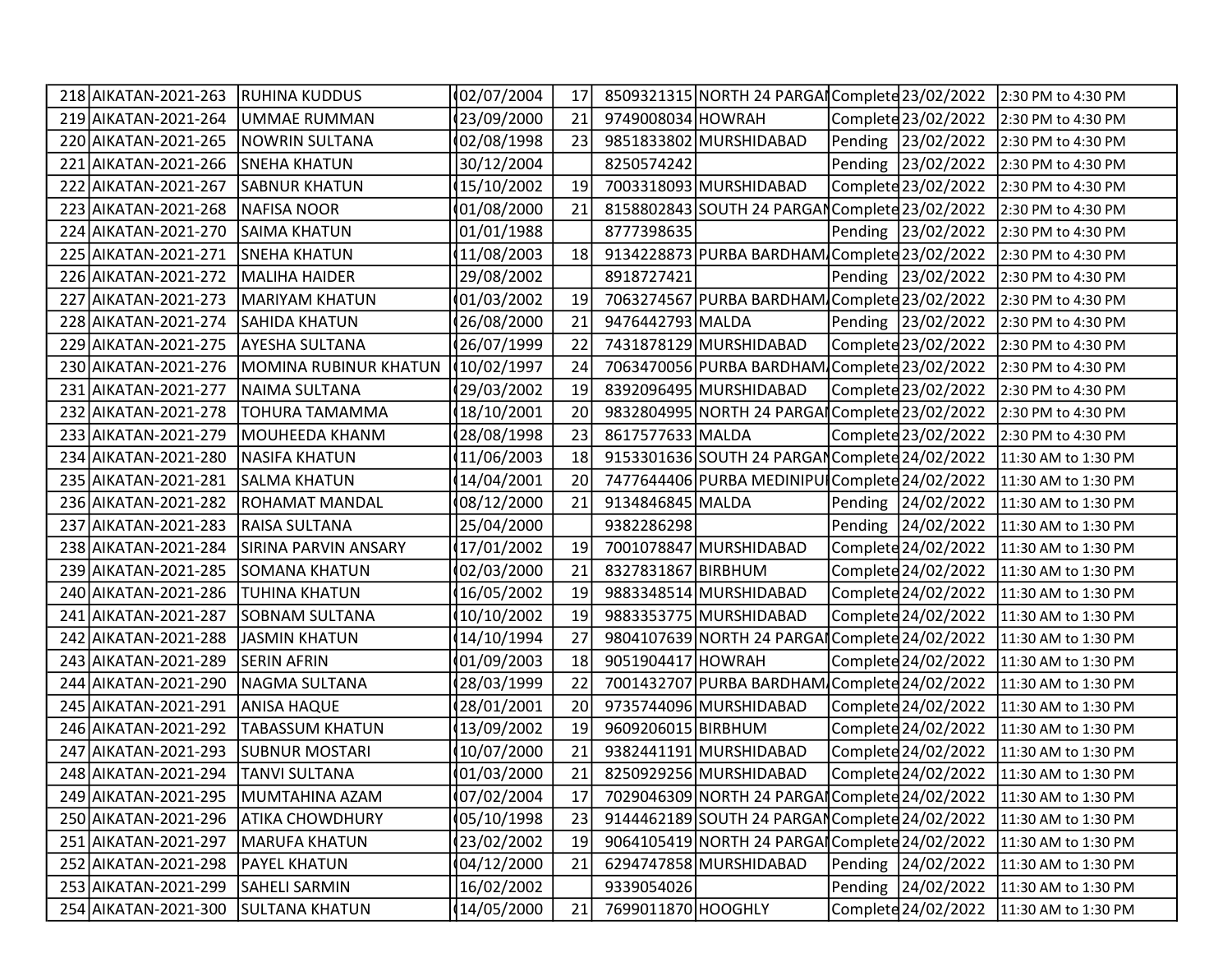| | | | | | | | | | |
|---|---|---|---|---|---|---|---|---|---|
| 218 | AIKATAN-2021-263 | RUHINA KUDDUS | 02/07/2004 | 17 | 8509321315 | NORTH 24 PARGA | Complete | 23/02/2022 | 2:30 PM to 4:30 PM |
| 219 | AIKATAN-2021-264 | UMMAE RUMMAN | 23/09/2000 | 21 | 9749008034 | HOWRAH | Complete | 23/02/2022 | 2:30 PM to 4:30 PM |
| 220 | AIKATAN-2021-265 | NOWRIN SULTANA | 02/08/1998 | 23 | 9851833802 | MURSHIDABAD | Pending | 23/02/2022 | 2:30 PM to 4:30 PM |
| 221 | AIKATAN-2021-266 | SNEHA KHATUN | 30/12/2004 | | 8250574242 | | Pending | 23/02/2022 | 2:30 PM to 4:30 PM |
| 222 | AIKATAN-2021-267 | SABNUR KHATUN | 15/10/2002 | 19 | 7003318093 | MURSHIDABAD | Complete | 23/02/2022 | 2:30 PM to 4:30 PM |
| 223 | AIKATAN-2021-268 | NAFISA NOOR | 01/08/2000 | 21 | 8158802843 | SOUTH 24 PARGA | Complete | 23/02/2022 | 2:30 PM to 4:30 PM |
| 224 | AIKATAN-2021-270 | SAIMA KHATUN | 01/01/1988 | | 8777398635 | | Pending | 23/02/2022 | 2:30 PM to 4:30 PM |
| 225 | AIKATAN-2021-271 | SNEHA KHATUN | 11/08/2003 | 18 | 9134228873 | PURBA BARDHAM | Complete | 23/02/2022 | 2:30 PM to 4:30 PM |
| 226 | AIKATAN-2021-272 | MALIHA HAIDER | 29/08/2002 | | 8918727421 | | Pending | 23/02/2022 | 2:30 PM to 4:30 PM |
| 227 | AIKATAN-2021-273 | MARIYAM KHATUN | 01/03/2002 | 19 | 7063274567 | PURBA BARDHAM | Complete | 23/02/2022 | 2:30 PM to 4:30 PM |
| 228 | AIKATAN-2021-274 | SAHIDA KHATUN | 26/08/2000 | 21 | 9476442793 | MALDA | Pending | 23/02/2022 | 2:30 PM to 4:30 PM |
| 229 | AIKATAN-2021-275 | AYESHA SULTANA | 26/07/1999 | 22 | 7431878129 | MURSHIDABAD | Complete | 23/02/2022 | 2:30 PM to 4:30 PM |
| 230 | AIKATAN-2021-276 | MOMINA RUBINUR KHATUN | 10/02/1997 | 24 | 7063470056 | PURBA BARDHAM | Complete | 23/02/2022 | 2:30 PM to 4:30 PM |
| 231 | AIKATAN-2021-277 | NAIMA SULTANA | 29/03/2002 | 19 | 8392096495 | MURSHIDABAD | Complete | 23/02/2022 | 2:30 PM to 4:30 PM |
| 232 | AIKATAN-2021-278 | TOHURA TAMAMMA | 18/10/2001 | 20 | 9832804995 | NORTH 24 PARGA | Complete | 23/02/2022 | 2:30 PM to 4:30 PM |
| 233 | AIKATAN-2021-279 | MOUHEEDA KHANM | 28/08/1998 | 23 | 8617577633 | MALDA | Complete | 23/02/2022 | 2:30 PM to 4:30 PM |
| 234 | AIKATAN-2021-280 | NASIFA KHATUN | 11/06/2003 | 18 | 9153301636 | SOUTH 24 PARGA | Complete | 24/02/2022 | 11:30 AM to 1:30 PM |
| 235 | AIKATAN-2021-281 | SALMA KHATUN | 14/04/2001 | 20 | 7477644406 | PURBA MEDINIPU | Complete | 24/02/2022 | 11:30 AM to 1:30 PM |
| 236 | AIKATAN-2021-282 | ROHAMAT MANDAL | 08/12/2000 | 21 | 9134846845 | MALDA | Pending | 24/02/2022 | 11:30 AM to 1:30 PM |
| 237 | AIKATAN-2021-283 | RAISA SULTANA | 25/04/2000 | | 9382286298 | | Pending | 24/02/2022 | 11:30 AM to 1:30 PM |
| 238 | AIKATAN-2021-284 | SIRINA PARVIN ANSARY | 17/01/2002 | 19 | 7001078847 | MURSHIDABAD | Complete | 24/02/2022 | 11:30 AM to 1:30 PM |
| 239 | AIKATAN-2021-285 | SOMANA KHATUN | 02/03/2000 | 21 | 8327831867 | BIRBHUM | Complete | 24/02/2022 | 11:30 AM to 1:30 PM |
| 240 | AIKATAN-2021-286 | TUHINA KHATUN | 16/05/2002 | 19 | 9883348514 | MURSHIDABAD | Complete | 24/02/2022 | 11:30 AM to 1:30 PM |
| 241 | AIKATAN-2021-287 | SOBNAM SULTANA | 10/10/2002 | 19 | 9883353775 | MURSHIDABAD | Complete | 24/02/2022 | 11:30 AM to 1:30 PM |
| 242 | AIKATAN-2021-288 | JASMIN KHATUN | 14/10/1994 | 27 | 9804107639 | NORTH 24 PARGA | Complete | 24/02/2022 | 11:30 AM to 1:30 PM |
| 243 | AIKATAN-2021-289 | SERIN AFRIN | 01/09/2003 | 18 | 9051904417 | HOWRAH | Complete | 24/02/2022 | 11:30 AM to 1:30 PM |
| 244 | AIKATAN-2021-290 | NAGMA SULTANA | 28/03/1999 | 22 | 7001432707 | PURBA BARDHAM | Complete | 24/02/2022 | 11:30 AM to 1:30 PM |
| 245 | AIKATAN-2021-291 | ANISA HAQUE | 28/01/2001 | 20 | 9735744096 | MURSHIDABAD | Complete | 24/02/2022 | 11:30 AM to 1:30 PM |
| 246 | AIKATAN-2021-292 | TABASSUM KHATUN | 13/09/2002 | 19 | 9609206015 | BIRBHUM | Complete | 24/02/2022 | 11:30 AM to 1:30 PM |
| 247 | AIKATAN-2021-293 | SUBNUR MOSTARI | 10/07/2000 | 21 | 9382441191 | MURSHIDABAD | Complete | 24/02/2022 | 11:30 AM to 1:30 PM |
| 248 | AIKATAN-2021-294 | TANVI SULTANA | 01/03/2000 | 21 | 8250929256 | MURSHIDABAD | Complete | 24/02/2022 | 11:30 AM to 1:30 PM |
| 249 | AIKATAN-2021-295 | MUMTAHINA AZAM | 07/02/2004 | 17 | 7029046309 | NORTH 24 PARGA | Complete | 24/02/2022 | 11:30 AM to 1:30 PM |
| 250 | AIKATAN-2021-296 | ATIKA CHOWDHURY | 05/10/1998 | 23 | 9144462189 | SOUTH 24 PARGA | Complete | 24/02/2022 | 11:30 AM to 1:30 PM |
| 251 | AIKATAN-2021-297 | MARUFA KHATUN | 23/02/2002 | 19 | 9064105419 | NORTH 24 PARGA | Complete | 24/02/2022 | 11:30 AM to 1:30 PM |
| 252 | AIKATAN-2021-298 | PAYEL KHATUN | 04/12/2000 | 21 | 6294747858 | MURSHIDABAD | Pending | 24/02/2022 | 11:30 AM to 1:30 PM |
| 253 | AIKATAN-2021-299 | SAHELI SARMIN | 16/02/2002 | | 9339054026 | | Pending | 24/02/2022 | 11:30 AM to 1:30 PM |
| 254 | AIKATAN-2021-300 | SULTANA KHATUN | 14/05/2000 | 21 | 7699011870 | HOOGHLY | Complete | 24/02/2022 | 11:30 AM to 1:30 PM |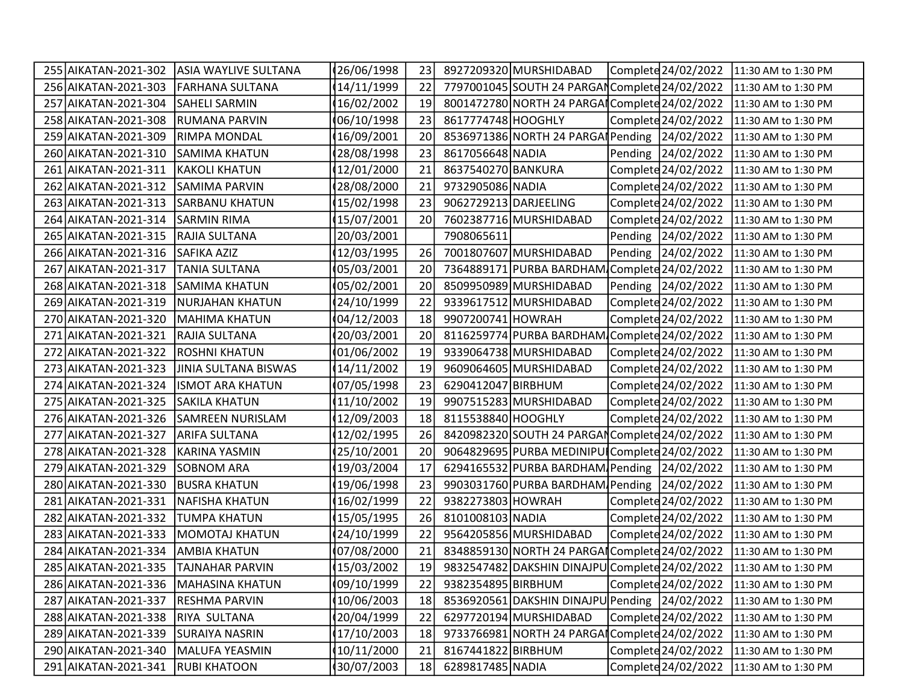| 255 | AIKATAN-2021-302 | ASIA WAYLIVE SULTANA | 26/06/1998 | 23 | 8927209320 | MURSHIDABAD | Complete | 24/02/2022 | 11:30 AM to 1:30 PM |
|---|---|---|---|---|---|---|---|---|---|
| 256 | AIKATAN-2021-303 | FARHANA SULTANA | 14/11/1999 | 22 | 7797001045 | SOUTH 24 PARGAN | Complete | 24/02/2022 | 11:30 AM to 1:30 PM |
| 257 | AIKATAN-2021-304 | SAHELI SARMIN | 16/02/2002 | 19 | 8001472780 | NORTH 24 PARGAI | Complete | 24/02/2022 | 11:30 AM to 1:30 PM |
| 258 | AIKATAN-2021-308 | RUMANA PARVIN | 06/10/1998 | 23 | 8617774748 | HOOGHLY | Complete | 24/02/2022 | 11:30 AM to 1:30 PM |
| 259 | AIKATAN-2021-309 | RIMPA MONDAL | 16/09/2001 | 20 | 8536971386 | NORTH 24 PARGAI | Pending | 24/02/2022 | 11:30 AM to 1:30 PM |
| 260 | AIKATAN-2021-310 | SAMIMA KHATUN | 28/08/1998 | 23 | 8617056648 | NADIA | Pending | 24/02/2022 | 11:30 AM to 1:30 PM |
| 261 | AIKATAN-2021-311 | KAKOLI KHATUN | 12/01/2000 | 21 | 8637540270 | BANKURA | Complete | 24/02/2022 | 11:30 AM to 1:30 PM |
| 262 | AIKATAN-2021-312 | SAMIMA PARVIN | 28/08/2000 | 21 | 9732905086 | NADIA | Complete | 24/02/2022 | 11:30 AM to 1:30 PM |
| 263 | AIKATAN-2021-313 | SARBANU KHATUN | 15/02/1998 | 23 | 9062729213 | DARJEELING | Complete | 24/02/2022 | 11:30 AM to 1:30 PM |
| 264 | AIKATAN-2021-314 | SARMIN RIMA | 15/07/2001 | 20 | 7602387716 | MURSHIDABAD | Complete | 24/02/2022 | 11:30 AM to 1:30 PM |
| 265 | AIKATAN-2021-315 | RAJIA SULTANA | 20/03/2001 | | 7908065611 | | Pending | 24/02/2022 | 11:30 AM to 1:30 PM |
| 266 | AIKATAN-2021-316 | SAFIKA AZIZ | 12/03/1995 | 26 | 7001807607 | MURSHIDABAD | Pending | 24/02/2022 | 11:30 AM to 1:30 PM |
| 267 | AIKATAN-2021-317 | TANIA SULTANA | 05/03/2001 | 20 | 7364889171 | PURBA BARDHAM | Complete | 24/02/2022 | 11:30 AM to 1:30 PM |
| 268 | AIKATAN-2021-318 | SAMIMA KHATUN | 05/02/2001 | 20 | 8509950989 | MURSHIDABAD | Pending | 24/02/2022 | 11:30 AM to 1:30 PM |
| 269 | AIKATAN-2021-319 | NURJAHAN KHATUN | 24/10/1999 | 22 | 9339617512 | MURSHIDABAD | Complete | 24/02/2022 | 11:30 AM to 1:30 PM |
| 270 | AIKATAN-2021-320 | MAHIMA KHATUN | 04/12/2003 | 18 | 9907200741 | HOWRAH | Complete | 24/02/2022 | 11:30 AM to 1:30 PM |
| 271 | AIKATAN-2021-321 | RAJIA SULTANA | 20/03/2001 | 20 | 8116259774 | PURBA BARDHAM | Complete | 24/02/2022 | 11:30 AM to 1:30 PM |
| 272 | AIKATAN-2021-322 | ROSHNI KHATUN | 01/06/2002 | 19 | 9339064738 | MURSHIDABAD | Complete | 24/02/2022 | 11:30 AM to 1:30 PM |
| 273 | AIKATAN-2021-323 | JINIA SULTANA BISWAS | 14/11/2002 | 19 | 9609064605 | MURSHIDABAD | Complete | 24/02/2022 | 11:30 AM to 1:30 PM |
| 274 | AIKATAN-2021-324 | ISMOT ARA KHATUN | 07/05/1998 | 23 | 6290412047 | BIRBHUM | Complete | 24/02/2022 | 11:30 AM to 1:30 PM |
| 275 | AIKATAN-2021-325 | SAKILA KHATUN | 11/10/2002 | 19 | 9907515283 | MURSHIDABAD | Complete | 24/02/2022 | 11:30 AM to 1:30 PM |
| 276 | AIKATAN-2021-326 | SAMREEN NURISLAM | 12/09/2003 | 18 | 8115538840 | HOOGHLY | Complete | 24/02/2022 | 11:30 AM to 1:30 PM |
| 277 | AIKATAN-2021-327 | ARIFA SULTANA | 12/02/1995 | 26 | 8420982320 | SOUTH 24 PARGAN | Complete | 24/02/2022 | 11:30 AM to 1:30 PM |
| 278 | AIKATAN-2021-328 | KARINA YASMIN | 25/10/2001 | 20 | 9064829695 | PURBA MEDINIPUI | Complete | 24/02/2022 | 11:30 AM to 1:30 PM |
| 279 | AIKATAN-2021-329 | SOBNOM ARA | 19/03/2004 | 17 | 6294165532 | PURBA BARDHAM | Pending | 24/02/2022 | 11:30 AM to 1:30 PM |
| 280 | AIKATAN-2021-330 | BUSRA KHATUN | 19/06/1998 | 23 | 9903031760 | PURBA BARDHAM | Pending | 24/02/2022 | 11:30 AM to 1:30 PM |
| 281 | AIKATAN-2021-331 | NAFISHA KHATUN | 16/02/1999 | 22 | 9382273803 | HOWRAH | Complete | 24/02/2022 | 11:30 AM to 1:30 PM |
| 282 | AIKATAN-2021-332 | TUMPA KHATUN | 15/05/1995 | 26 | 8101008103 | NADIA | Complete | 24/02/2022 | 11:30 AM to 1:30 PM |
| 283 | AIKATAN-2021-333 | MOMOTAJ KHATUN | 24/10/1999 | 22 | 9564205856 | MURSHIDABAD | Complete | 24/02/2022 | 11:30 AM to 1:30 PM |
| 284 | AIKATAN-2021-334 | AMBIA KHATUN | 07/08/2000 | 21 | 8348859130 | NORTH 24 PARGAI | Complete | 24/02/2022 | 11:30 AM to 1:30 PM |
| 285 | AIKATAN-2021-335 | TAJNAHAR PARVIN | 15/03/2002 | 19 | 9832547482 | DAKSHIN DINAJPU | Complete | 24/02/2022 | 11:30 AM to 1:30 PM |
| 286 | AIKATAN-2021-336 | MAHASINA KHATUN | 09/10/1999 | 22 | 9382354895 | BIRBHUM | Complete | 24/02/2022 | 11:30 AM to 1:30 PM |
| 287 | AIKATAN-2021-337 | RESHMA PARVIN | 10/06/2003 | 18 | 8536920561 | DAKSHIN DINAJPU | Pending | 24/02/2022 | 11:30 AM to 1:30 PM |
| 288 | AIKATAN-2021-338 | RIYA SULTANA | 20/04/1999 | 22 | 6297720194 | MURSHIDABAD | Complete | 24/02/2022 | 11:30 AM to 1:30 PM |
| 289 | AIKATAN-2021-339 | SURAIYA NASRIN | 17/10/2003 | 18 | 9733766981 | NORTH 24 PARGAI | Complete | 24/02/2022 | 11:30 AM to 1:30 PM |
| 290 | AIKATAN-2021-340 | MALUFA YEASMIN | 10/11/2000 | 21 | 8167441822 | BIRBHUM | Complete | 24/02/2022 | 11:30 AM to 1:30 PM |
| 291 | AIKATAN-2021-341 | RUBI KHATOON | 30/07/2003 | 18 | 6289817485 | NADIA | Complete | 24/02/2022 | 11:30 AM to 1:30 PM |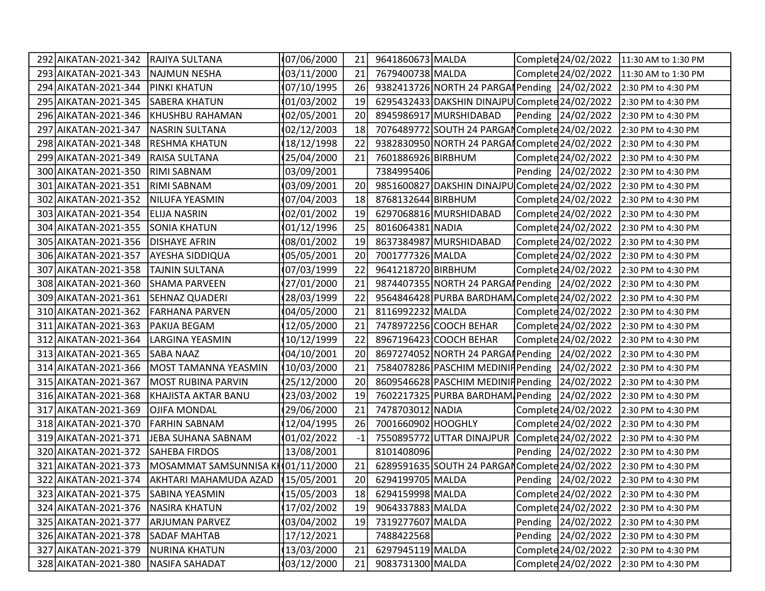| | | | | | | | | | |
|---|---|---|---|---|---|---|---|---|---|
| 292 | AIKATAN-2021-342 | RAJIYA SULTANA | 07/06/2000 | 21 | 9641860673 | MALDA | Complete | 24/02/2022 | 11:30 AM to 1:30 PM |
| 293 | AIKATAN-2021-343 | NAJMUN NESHA | 03/11/2000 | 21 | 7679400738 | MALDA | Complete | 24/02/2022 | 11:30 AM to 1:30 PM |
| 294 | AIKATAN-2021-344 | PINKI KHATUN | 07/10/1995 | 26 | 9382413726 | NORTH 24 PARGA | Pending | 24/02/2022 | 2:30 PM to 4:30 PM |
| 295 | AIKATAN-2021-345 | SABERA KHATUN | 01/03/2002 | 19 | 6295432433 | DAKSHIN DINAJPU | Complete | 24/02/2022 | 2:30 PM to 4:30 PM |
| 296 | AIKATAN-2021-346 | KHUSHBU RAHAMAN | 02/05/2001 | 20 | 8945986917 | MURSHIDABAD | Pending | 24/02/2022 | 2:30 PM to 4:30 PM |
| 297 | AIKATAN-2021-347 | NASRIN SULTANA | 02/12/2003 | 18 | 7076489772 | SOUTH 24 PARGAN | Complete | 24/02/2022 | 2:30 PM to 4:30 PM |
| 298 | AIKATAN-2021-348 | RESHMA KHATUN | 18/12/1998 | 22 | 9382830950 | NORTH 24 PARGA | Complete | 24/02/2022 | 2:30 PM to 4:30 PM |
| 299 | AIKATAN-2021-349 | RAISA SULTANA | 25/04/2000 | 21 | 7601886926 | BIRBHUM | Complete | 24/02/2022 | 2:30 PM to 4:30 PM |
| 300 | AIKATAN-2021-350 | RIMI SABNAM | 03/09/2001 | | 7384995406 | | Pending | 24/02/2022 | 2:30 PM to 4:30 PM |
| 301 | AIKATAN-2021-351 | RIMI SABNAM | 03/09/2001 | 20 | 9851600827 | DAKSHIN DINAJPU | Complete | 24/02/2022 | 2:30 PM to 4:30 PM |
| 302 | AIKATAN-2021-352 | NILUFA YEASMIN | 07/04/2003 | 18 | 8768132644 | BIRBHUM | Complete | 24/02/2022 | 2:30 PM to 4:30 PM |
| 303 | AIKATAN-2021-354 | ELIJA NASRIN | 02/01/2002 | 19 | 6297068816 | MURSHIDABAD | Complete | 24/02/2022 | 2:30 PM to 4:30 PM |
| 304 | AIKATAN-2021-355 | SONIA KHATUN | 01/12/1996 | 25 | 8016064381 | NADIA | Complete | 24/02/2022 | 2:30 PM to 4:30 PM |
| 305 | AIKATAN-2021-356 | DISHAYE AFRIN | 08/01/2002 | 19 | 8637384987 | MURSHIDABAD | Complete | 24/02/2022 | 2:30 PM to 4:30 PM |
| 306 | AIKATAN-2021-357 | AYESHA SIDDIQUA | 05/05/2001 | 20 | 7001777326 | MALDA | Complete | 24/02/2022 | 2:30 PM to 4:30 PM |
| 307 | AIKATAN-2021-358 | TAJNIN SULTANA | 07/03/1999 | 22 | 9641218720 | BIRBHUM | Complete | 24/02/2022 | 2:30 PM to 4:30 PM |
| 308 | AIKATAN-2021-360 | SHAMA PARVEEN | 27/01/2000 | 21 | 9874407355 | NORTH 24 PARGA | Pending | 24/02/2022 | 2:30 PM to 4:30 PM |
| 309 | AIKATAN-2021-361 | SEHNAZ QUADERI | 28/03/1999 | 22 | 9564846428 | PURBA BARDHAM | Complete | 24/02/2022 | 2:30 PM to 4:30 PM |
| 310 | AIKATAN-2021-362 | FARHANA PARVEN | 04/05/2000 | 21 | 8116992232 | MALDA | Complete | 24/02/2022 | 2:30 PM to 4:30 PM |
| 311 | AIKATAN-2021-363 | PAKIJA BEGAM | 12/05/2000 | 21 | 7478972256 | COOCH BEHAR | Complete | 24/02/2022 | 2:30 PM to 4:30 PM |
| 312 | AIKATAN-2021-364 | LARGINA YEASMIN | 10/12/1999 | 22 | 8967196423 | COOCH BEHAR | Complete | 24/02/2022 | 2:30 PM to 4:30 PM |
| 313 | AIKATAN-2021-365 | SABA NAAZ | 04/10/2001 | 20 | 8697274052 | NORTH 24 PARGA | Pending | 24/02/2022 | 2:30 PM to 4:30 PM |
| 314 | AIKATAN-2021-366 | MOST TAMANNA YEASMIN | 10/03/2000 | 21 | 7584078286 | PASCHIM MEDINIP | Pending | 24/02/2022 | 2:30 PM to 4:30 PM |
| 315 | AIKATAN-2021-367 | MOST RUBINA PARVIN | 25/12/2000 | 20 | 8609546628 | PASCHIM MEDINIP | Pending | 24/02/2022 | 2:30 PM to 4:30 PM |
| 316 | AIKATAN-2021-368 | KHAJISTA AKTAR BANU | 23/03/2002 | 19 | 7602217325 | PURBA BARDHAM | Pending | 24/02/2022 | 2:30 PM to 4:30 PM |
| 317 | AIKATAN-2021-369 | OJIFA MONDAL | 29/06/2000 | 21 | 7478703012 | NADIA | Complete | 24/02/2022 | 2:30 PM to 4:30 PM |
| 318 | AIKATAN-2021-370 | FARHIN SABNAM | 12/04/1995 | 26 | 7001660902 | HOOGHLY | Complete | 24/02/2022 | 2:30 PM to 4:30 PM |
| 319 | AIKATAN-2021-371 | JEBA SUHANA SABNAM | 01/02/2022 | -1 | 7550895772 | UTTAR DINAJPUR | Complete | 24/02/2022 | 2:30 PM to 4:30 PM |
| 320 | AIKATAN-2021-372 | SAHEBA FIRDOS | 13/08/2001 | | 8101408096 | | Pending | 24/02/2022 | 2:30 PM to 4:30 PM |
| 321 | AIKATAN-2021-373 | MOSAMMAT SAMSUNNISA K | 01/11/2000 | 21 | 6289591635 | SOUTH 24 PARGAN | Complete | 24/02/2022 | 2:30 PM to 4:30 PM |
| 322 | AIKATAN-2021-374 | AKHTARI MAHAMUDA AZAD | 15/05/2001 | 20 | 6294199705 | MALDA | Pending | 24/02/2022 | 2:30 PM to 4:30 PM |
| 323 | AIKATAN-2021-375 | SABINA YEASMIN | 15/05/2003 | 18 | 6294159998 | MALDA | Complete | 24/02/2022 | 2:30 PM to 4:30 PM |
| 324 | AIKATAN-2021-376 | NASIRA KHATUN | 17/02/2002 | 19 | 9064337883 | MALDA | Complete | 24/02/2022 | 2:30 PM to 4:30 PM |
| 325 | AIKATAN-2021-377 | ARJUMAN PARVEZ | 03/04/2002 | 19 | 7319277607 | MALDA | Pending | 24/02/2022 | 2:30 PM to 4:30 PM |
| 326 | AIKATAN-2021-378 | SADAF MAHTAB | 17/12/2021 | | 7488422568 | | Pending | 24/02/2022 | 2:30 PM to 4:30 PM |
| 327 | AIKATAN-2021-379 | NURINA KHATUN | 13/03/2000 | 21 | 6297945119 | MALDA | Complete | 24/02/2022 | 2:30 PM to 4:30 PM |
| 328 | AIKATAN-2021-380 | NASIFA SAHADAT | 03/12/2000 | 21 | 9083731300 | MALDA | Complete | 24/02/2022 | 2:30 PM to 4:30 PM |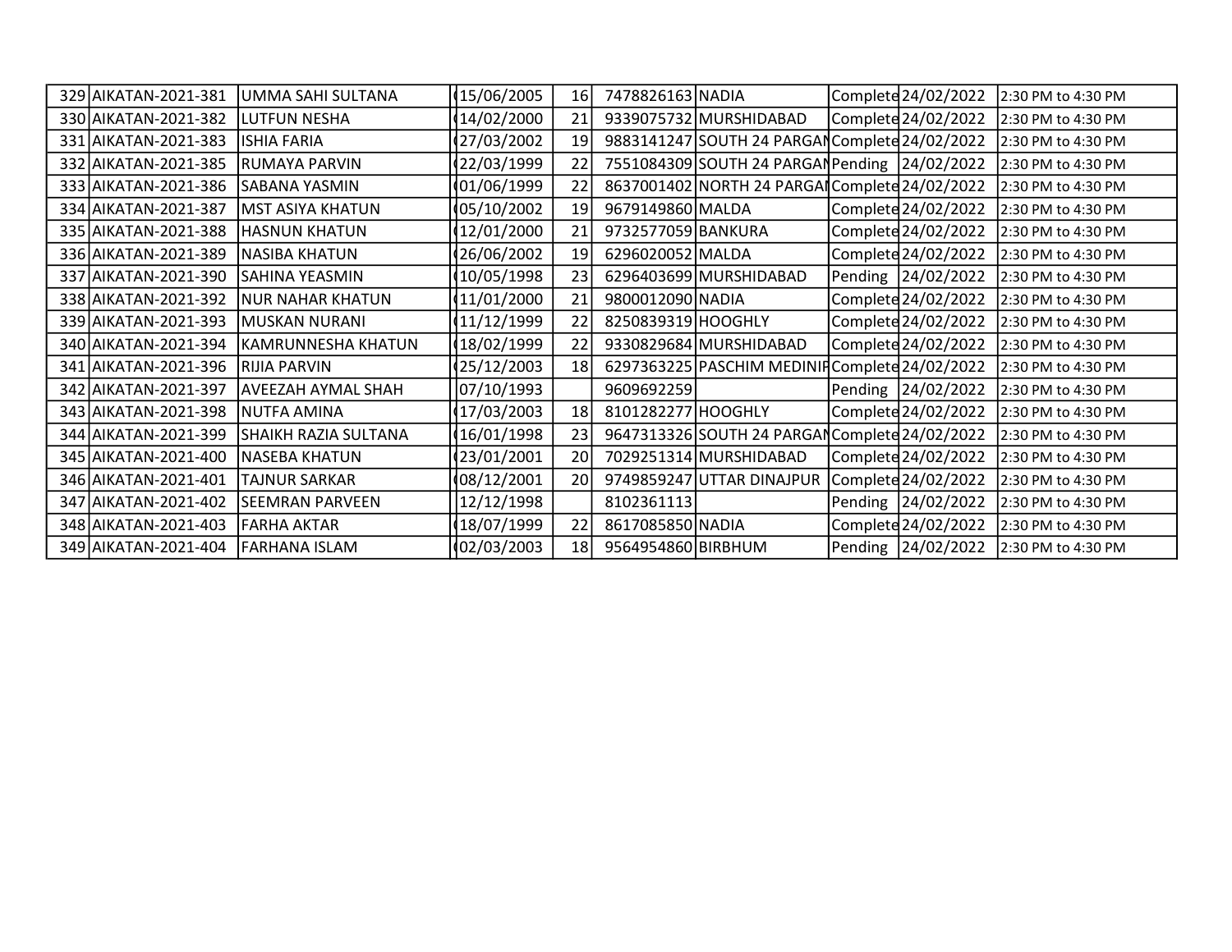| | | | | | | | | | |
|---|---|---|---|---|---|---|---|---|---|
| 329 | AIKATAN-2021-381 | UMMA SAHI SULTANA | 15/06/2005 | 16 | 7478826163 | NADIA | Complete | 24/02/2022 | 2:30 PM to 4:30 PM |
| 330 | AIKATAN-2021-382 | LUTFUN NESHA | 14/02/2000 | 21 | 9339075732 | MURSHIDABAD | Complete | 24/02/2022 | 2:30 PM to 4:30 PM |
| 331 | AIKATAN-2021-383 | ISHIA FARIA | 27/03/2002 | 19 | 9883141247 | SOUTH 24 PARGAN | Complete | 24/02/2022 | 2:30 PM to 4:30 PM |
| 332 | AIKATAN-2021-385 | RUMAYA PARVIN | 22/03/1999 | 22 | 7551084309 | SOUTH 24 PARGAN | Pending | 24/02/2022 | 2:30 PM to 4:30 PM |
| 333 | AIKATAN-2021-386 | SABANA YASMIN | 01/06/1999 | 22 | 8637001402 | NORTH 24 PARGA | Complete | 24/02/2022 | 2:30 PM to 4:30 PM |
| 334 | AIKATAN-2021-387 | MST ASIYA KHATUN | 05/10/2002 | 19 | 9679149860 | MALDA | Complete | 24/02/2022 | 2:30 PM to 4:30 PM |
| 335 | AIKATAN-2021-388 | HASNUN KHATUN | 12/01/2000 | 21 | 9732577059 | BANKURA | Complete | 24/02/2022 | 2:30 PM to 4:30 PM |
| 336 | AIKATAN-2021-389 | NASIBA KHATUN | 26/06/2002 | 19 | 6296020052 | MALDA | Complete | 24/02/2022 | 2:30 PM to 4:30 PM |
| 337 | AIKATAN-2021-390 | SAHINA YEASMIN | 10/05/1998 | 23 | 6296403699 | MURSHIDABAD | Pending | 24/02/2022 | 2:30 PM to 4:30 PM |
| 338 | AIKATAN-2021-392 | NUR NAHAR KHATUN | 11/01/2000 | 21 | 9800012090 | NADIA | Complete | 24/02/2022 | 2:30 PM to 4:30 PM |
| 339 | AIKATAN-2021-393 | MUSKAN NURANI | 11/12/1999 | 22 | 8250839319 | HOOGHLY | Complete | 24/02/2022 | 2:30 PM to 4:30 PM |
| 340 | AIKATAN-2021-394 | KAMRUNNESHA KHATUN | 18/02/1999 | 22 | 9330829684 | MURSHIDABAD | Complete | 24/02/2022 | 2:30 PM to 4:30 PM |
| 341 | AIKATAN-2021-396 | RIJIA PARVIN | 25/12/2003 | 18 | 6297363225 | PASCHIM MEDINIP | Complete | 24/02/2022 | 2:30 PM to 4:30 PM |
| 342 | AIKATAN-2021-397 | AVEEZAH AYMAL SHAH | 07/10/1993 | | 9609692259 | | Pending | 24/02/2022 | 2:30 PM to 4:30 PM |
| 343 | AIKATAN-2021-398 | NUTFA AMINA | 17/03/2003 | 18 | 8101282277 | HOOGHLY | Complete | 24/02/2022 | 2:30 PM to 4:30 PM |
| 344 | AIKATAN-2021-399 | SHAIKH RAZIA SULTANA | 16/01/1998 | 23 | 9647313326 | SOUTH 24 PARGAN | Complete | 24/02/2022 | 2:30 PM to 4:30 PM |
| 345 | AIKATAN-2021-400 | NASEBA KHATUN | 23/01/2001 | 20 | 7029251314 | MURSHIDABAD | Complete | 24/02/2022 | 2:30 PM to 4:30 PM |
| 346 | AIKATAN-2021-401 | TAJNUR SARKAR | 08/12/2001 | 20 | 9749859247 | UTTAR DINAJPUR | Complete | 24/02/2022 | 2:30 PM to 4:30 PM |
| 347 | AIKATAN-2021-402 | SEEMRAN PARVEEN | 12/12/1998 | | 8102361113 | | Pending | 24/02/2022 | 2:30 PM to 4:30 PM |
| 348 | AIKATAN-2021-403 | FARHA AKTAR | 18/07/1999 | 22 | 8617085850 | NADIA | Complete | 24/02/2022 | 2:30 PM to 4:30 PM |
| 349 | AIKATAN-2021-404 | FARHANA ISLAM | 02/03/2003 | 18 | 9564954860 | BIRBHUM | Pending | 24/02/2022 | 2:30 PM to 4:30 PM |